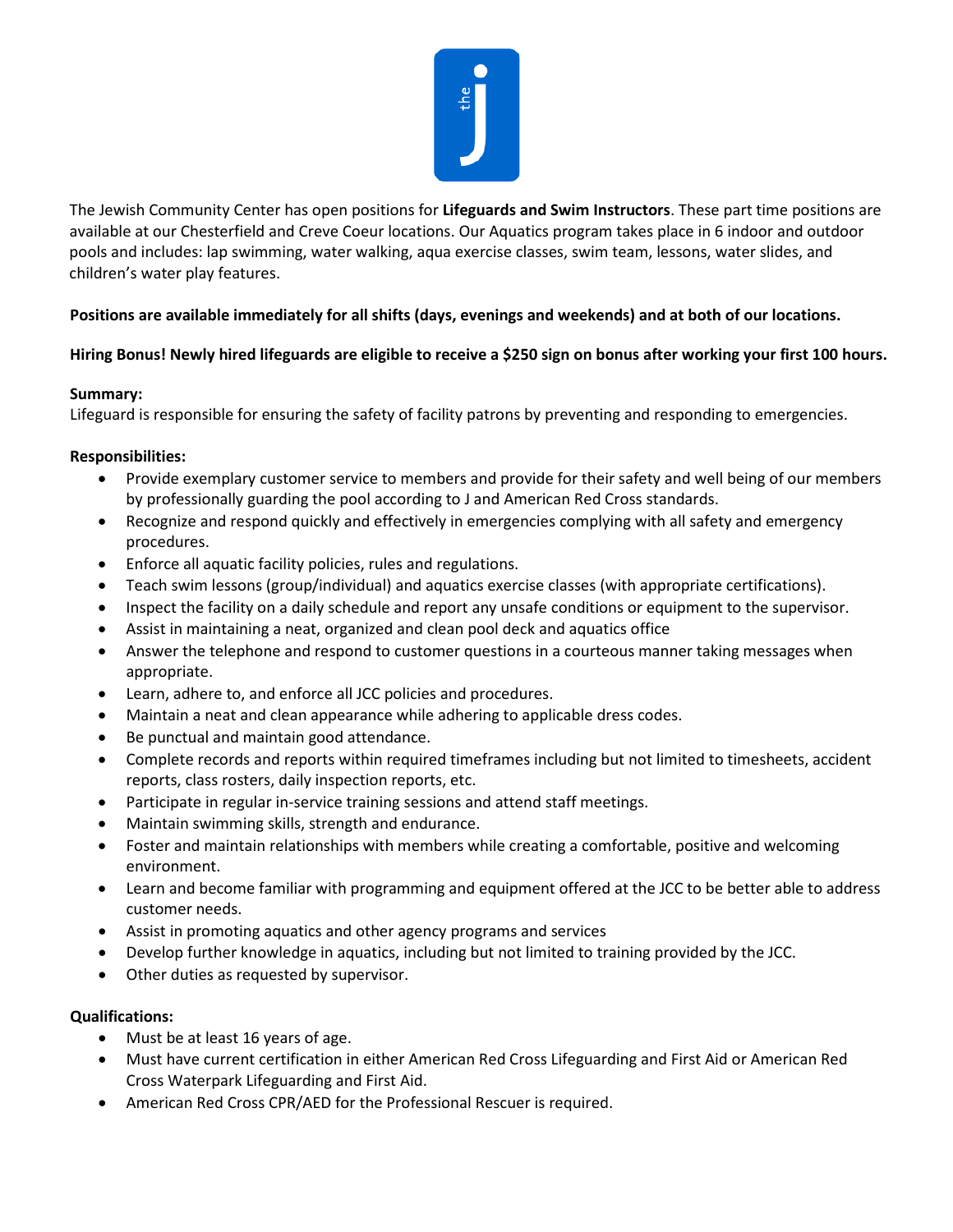The Jewish Community Center has open positions for **Lifeguards and Swim Instructors**. These part time positions are available at our Chesterfield and Creve Coeur locations. Our Aquatics program takes place in 6 indoor and outdoor pools and includes: lap swimming, water walking, aqua exercise classes, swim team, lessons, water slides, and children's water play features.

**Positions are available immediately for all shifts (days, evenings and weekends) and at both of our locations.**

**Hiring Bonus! Newly hired lifeguards are eligible to receive a $250 sign on bonus after working your first 100 hours.**

**Summary:**
Lifeguard is responsible for ensuring the safety of facility patrons by preventing and responding to emergencies.

**Responsibilities:**

- Provide exemplary customer service to members and provide for their safety and well being of our members by professionally guarding the pool according to J and American Red Cross standards.
- Recognize and respond quickly and effectively in emergencies complying with all safety and emergency procedures.
- Enforce all aquatic facility policies, rules and regulations.
- Teach swim lessons (group/individual) and aquatics exercise classes (with appropriate certifications).
- Inspect the facility on a daily schedule and report any unsafe conditions or equipment to the supervisor.
- Assist in maintaining a neat, organized and clean pool deck and aquatics office
- Answer the telephone and respond to customer questions in a courteous manner taking messages when appropriate.
- Learn, adhere to, and enforce all JCC policies and procedures.
- Maintain a neat and clean appearance while adhering to applicable dress codes.
- Be punctual and maintain good attendance.
- Complete records and reports within required timeframes including but not limited to timesheets, accident reports, class rosters, daily inspection reports, etc.
- Participate in regular in-service training sessions and attend staff meetings.
- Maintain swimming skills, strength and endurance.
- Foster and maintain relationships with members while creating a comfortable, positive and welcoming environment.
- Learn and become familiar with programming and equipment offered at the JCC to be better able to address customer needs.
- Assist in promoting aquatics and other agency programs and services
- Develop further knowledge in aquatics, including but not limited to training provided by the JCC.
- Other duties as requested by supervisor.

**Qualifications:**

- Must be at least 16 years of age.
- Must have current certification in either American Red Cross Lifeguarding and First Aid or American Red Cross Waterpark Lifeguarding and First Aid.
- American Red Cross CPR/AED for the Professional Rescuer is required.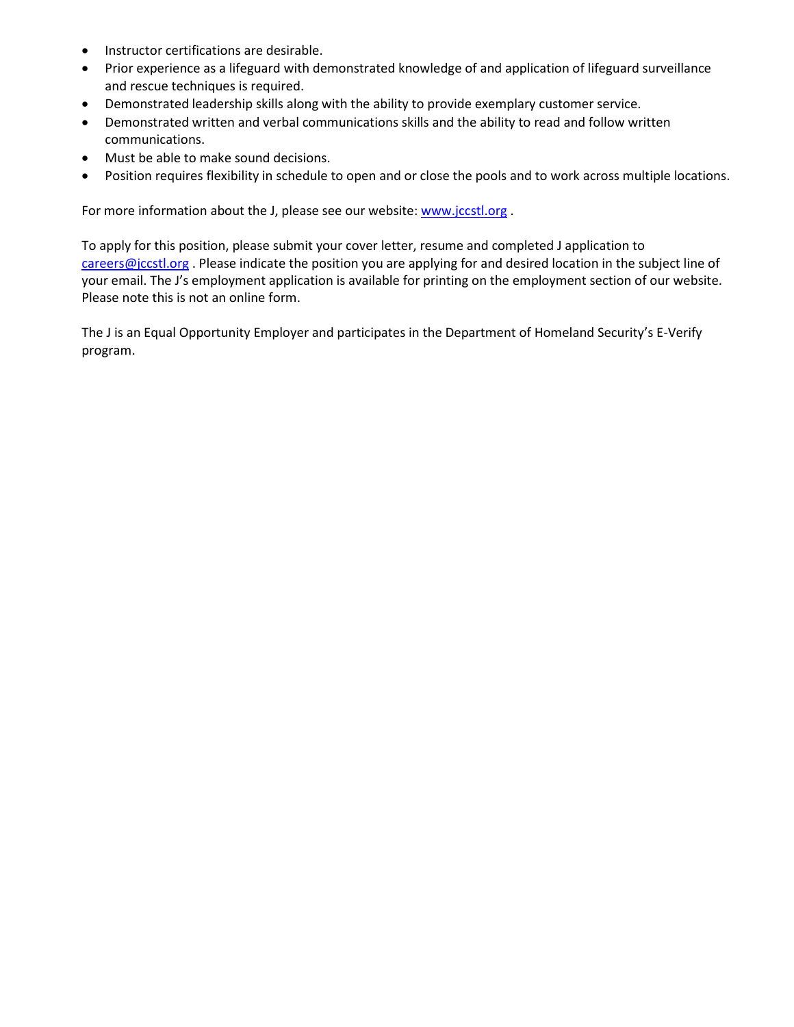- Instructor certifications are desirable.
- Prior experience as a lifeguard with demonstrated knowledge of and application of lifeguard surveillance and rescue techniques is required.
- Demonstrated leadership skills along with the ability to provide exemplary customer service.
- Demonstrated written and verbal communications skills and the ability to read and follow written communications.
- Must be able to make sound decisions.
- Position requires flexibility in schedule to open and or close the pools and to work across multiple locations.

For more information about the J, please see our website: [www.jccstl.org](www.jccstl.org) .

To apply for this position, please submit your cover letter, resume and completed J application to [careers@jccstl.org](mailto:careers@jccstl.org) . Please indicate the position you are applying for and desired location in the subject line of your email. The J's employment application is available for printing on the employment section of our website. Please note this is not an online form.

The J is an Equal Opportunity Employer and participates in the Department of Homeland Security's E-Verify program.